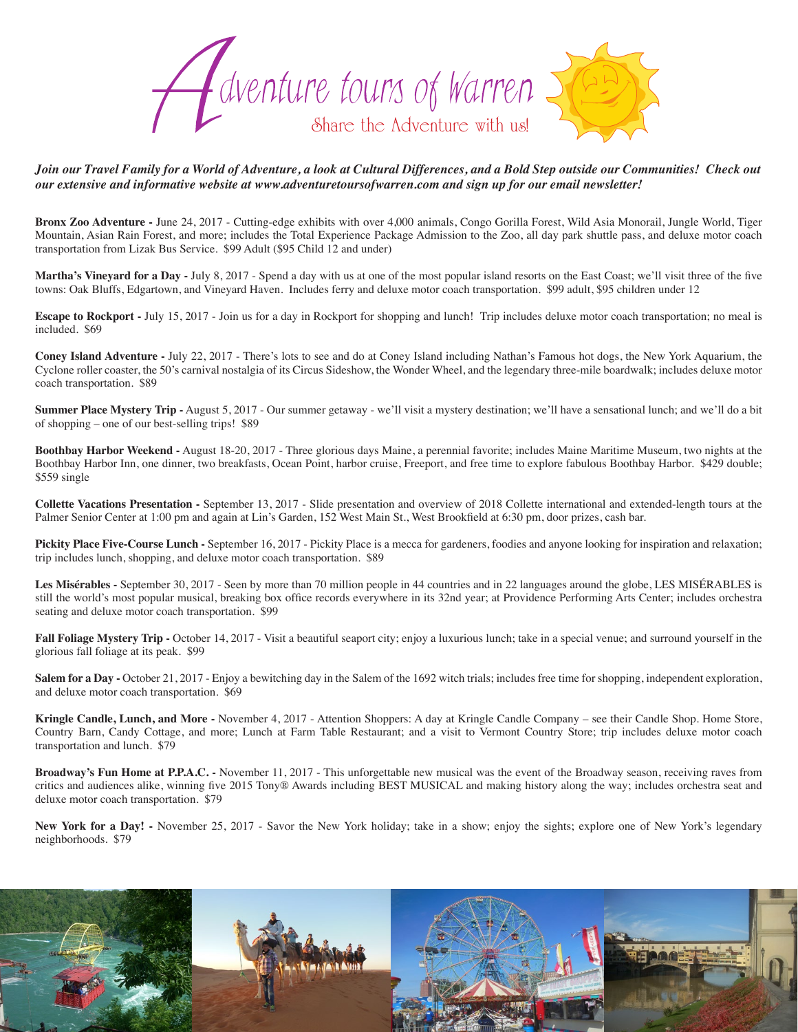# Adventure tours of Warren

Share the Adventure with us!

***Join our Travel Family for a World of Adventure, a look at Cultural Differences, and a Bold Step outside our Communities! Check out our extensive and informative website at www.adventuretoursofwarren.com and sign up for our email newsletter!***

**Bronx Zoo Adventure -** June 24, 2017 - Cutting-edge exhibits with over 4,000 animals, Congo Gorilla Forest, Wild Asia Monorail, Jungle World, Tiger Mountain, Asian Rain Forest, and more; includes the Total Experience Package Admission to the Zoo, all day park shuttle pass, and deluxe motor coach transportation from Lizak Bus Service. $99 Adult ($95 Child 12 and under)

**Martha's Vineyard for a Day -** July 8, 2017 - Spend a day with us at one of the most popular island resorts on the East Coast; we'll visit three of the five towns: Oak Bluffs, Edgartown, and Vineyard Haven. Includes ferry and deluxe motor coach transportation. $99 adult, $95 children under 12

**Escape to Rockport -** July 15, 2017 - Join us for a day in Rockport for shopping and lunch! Trip includes deluxe motor coach transportation; no meal is included. $69

**Coney Island Adventure -** July 22, 2017 - There's lots to see and do at Coney Island including Nathan's Famous hot dogs, the New York Aquarium, the Cyclone roller coaster, the 50's carnival nostalgia of its Circus Sideshow, the Wonder Wheel, and the legendary three-mile boardwalk; includes deluxe motor coach transportation. $89

**Summer Place Mystery Trip -** August 5, 2017 - Our summer getaway - we'll visit a mystery destination; we'll have a sensational lunch; and we'll do a bit of shopping – one of our best-selling trips! $89

**Boothbay Harbor Weekend -** August 18-20, 2017 - Three glorious days Maine, a perennial favorite; includes Maine Maritime Museum, two nights at the Boothbay Harbor Inn, one dinner, two breakfasts, Ocean Point, harbor cruise, Freeport, and free time to explore fabulous Boothbay Harbor. $429 double; $559 single

**Collette Vacations Presentation -** September 13, 2017 - Slide presentation and overview of 2018 Collette international and extended-length tours at the Palmer Senior Center at 1:00 pm and again at Lin's Garden, 152 West Main St., West Brookfield at 6:30 pm, door prizes, cash bar.

**Pickity Place Five-Course Lunch -** September 16, 2017 - Pickity Place is a mecca for gardeners, foodies and anyone looking for inspiration and relaxation; trip includes lunch, shopping, and deluxe motor coach transportation. $89

**Les Misérables -** September 30, 2017 - Seen by more than 70 million people in 44 countries and in 22 languages around the globe, LES MISÉRABLES is still the world's most popular musical, breaking box office records everywhere in its 32nd year; at Providence Performing Arts Center; includes orchestra seating and deluxe motor coach transportation. $99

**Fall Foliage Mystery Trip -** October 14, 2017 - Visit a beautiful seaport city; enjoy a luxurious lunch; take in a special venue; and surround yourself in the glorious fall foliage at its peak. $99

**Salem for a Day -** October 21, 2017 - Enjoy a bewitching day in the Salem of the 1692 witch trials; includes free time for shopping, independent exploration, and deluxe motor coach transportation. $69

**Kringle Candle, Lunch, and More -** November 4, 2017 - Attention Shoppers: A day at Kringle Candle Company – see their Candle Shop. Home Store, Country Barn, Candy Cottage, and more; Lunch at Farm Table Restaurant; and a visit to Vermont Country Store; trip includes deluxe motor coach transportation and lunch. $79

**Broadway's Fun Home at P.P.A.C. -** November 11, 2017 - This unforgettable new musical was the event of the Broadway season, receiving raves from critics and audiences alike, winning five 2015 Tony® Awards including BEST MUSICAL and making history along the way; includes orchestra seat and deluxe motor coach transportation. $79

**New York for a Day! -** November 25, 2017 - Savor the New York holiday; take in a show; enjoy the sights; explore one of New York's legendary neighborhoods. $79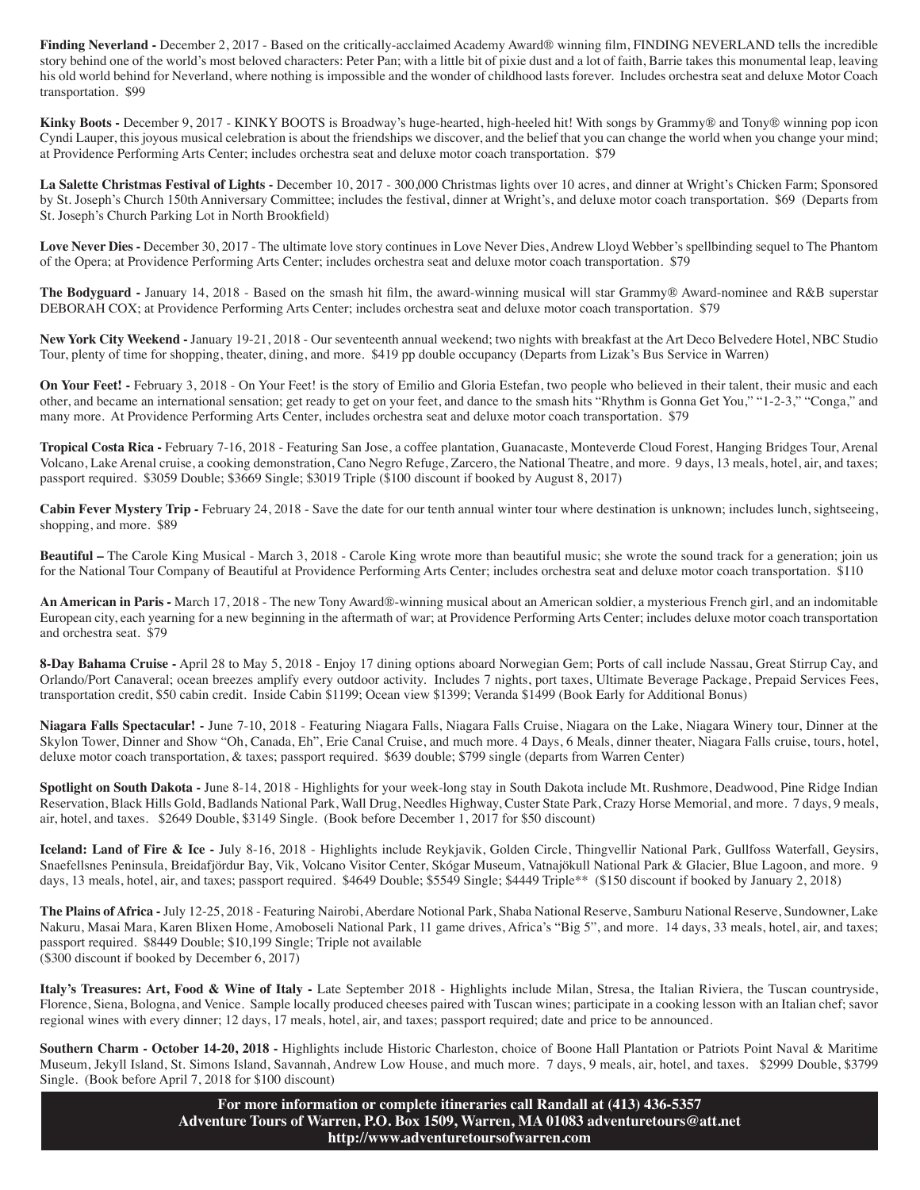**Finding Neverland -** December 2, 2017 - Based on the critically-acclaimed Academy Award® winning film, FINDING NEVERLAND tells the incredible story behind one of the world's most beloved characters: Peter Pan; with a little bit of pixie dust and a lot of faith, Barrie takes this monumental leap, leaving his old world behind for Neverland, where nothing is impossible and the wonder of childhood lasts forever. Includes orchestra seat and deluxe Motor Coach transportation. $99

**Kinky Boots -** December 9, 2017 - KINKY BOOTS is Broadway's huge-hearted, high-heeled hit! With songs by Grammy® and Tony® winning pop icon Cyndi Lauper, this joyous musical celebration is about the friendships we discover, and the belief that you can change the world when you change your mind; at Providence Performing Arts Center; includes orchestra seat and deluxe motor coach transportation. $79

**La Salette Christmas Festival of Lights -** December 10, 2017 - 300,000 Christmas lights over 10 acres, and dinner at Wright's Chicken Farm; Sponsored by St. Joseph's Church 150th Anniversary Committee; includes the festival, dinner at Wright's, and deluxe motor coach transportation. $69 (Departs from St. Joseph's Church Parking Lot in North Brookfield)

**Love Never Dies -** December 30, 2017 - The ultimate love story continues in Love Never Dies, Andrew Lloyd Webber's spellbinding sequel to The Phantom of the Opera; at Providence Performing Arts Center; includes orchestra seat and deluxe motor coach transportation. $79

**The Bodyguard -** January 14, 2018 - Based on the smash hit film, the award-winning musical will star Grammy® Award-nominee and R&B superstar DEBORAH COX; at Providence Performing Arts Center; includes orchestra seat and deluxe motor coach transportation. $79

**New York City Weekend -** January 19-21, 2018 - Our seventeenth annual weekend; two nights with breakfast at the Art Deco Belvedere Hotel, NBC Studio Tour, plenty of time for shopping, theater, dining, and more. $419 pp double occupancy (Departs from Lizak's Bus Service in Warren)

**On Your Feet! -** February 3, 2018 - On Your Feet! is the story of Emilio and Gloria Estefan, two people who believed in their talent, their music and each other, and became an international sensation; get ready to get on your feet, and dance to the smash hits "Rhythm is Gonna Get You," "1-2-3," "Conga," and many more. At Providence Performing Arts Center, includes orchestra seat and deluxe motor coach transportation. $79

**Tropical Costa Rica -** February 7-16, 2018 - Featuring San Jose, a coffee plantation, Guanacaste, Monteverde Cloud Forest, Hanging Bridges Tour, Arenal Volcano, Lake Arenal cruise, a cooking demonstration, Cano Negro Refuge, Zarcero, the National Theatre, and more. 9 days, 13 meals, hotel, air, and taxes; passport required. $3059 Double; $3669 Single; $3019 Triple ($100 discount if booked by August 8, 2017)

**Cabin Fever Mystery Trip -** February 24, 2018 - Save the date for our tenth annual winter tour where destination is unknown; includes lunch, sightseeing, shopping, and more. $89

**Beautiful –** The Carole King Musical - March 3, 2018 - Carole King wrote more than beautiful music; she wrote the sound track for a generation; join us for the National Tour Company of Beautiful at Providence Performing Arts Center; includes orchestra seat and deluxe motor coach transportation. $110

**An American in Paris -** March 17, 2018 - The new Tony Award®-winning musical about an American soldier, a mysterious French girl, and an indomitable European city, each yearning for a new beginning in the aftermath of war; at Providence Performing Arts Center; includes deluxe motor coach transportation and orchestra seat. $79

**8-Day Bahama Cruise -** April 28 to May 5, 2018 - Enjoy 17 dining options aboard Norwegian Gem; Ports of call include Nassau, Great Stirrup Cay, and Orlando/Port Canaveral; ocean breezes amplify every outdoor activity. Includes 7 nights, port taxes, Ultimate Beverage Package, Prepaid Services Fees, transportation credit, $50 cabin credit. Inside Cabin $1199; Ocean view $1399; Veranda $1499 (Book Early for Additional Bonus)

**Niagara Falls Spectacular! -** June 7-10, 2018 - Featuring Niagara Falls, Niagara Falls Cruise, Niagara on the Lake, Niagara Winery tour, Dinner at the Skylon Tower, Dinner and Show "Oh, Canada, Eh", Erie Canal Cruise, and much more. 4 Days, 6 Meals, dinner theater, Niagara Falls cruise, tours, hotel, deluxe motor coach transportation, & taxes; passport required. $639 double; $799 single (departs from Warren Center)

**Spotlight on South Dakota -** June 8-14, 2018 - Highlights for your week-long stay in South Dakota include Mt. Rushmore, Deadwood, Pine Ridge Indian Reservation, Black Hills Gold, Badlands National Park, Wall Drug, Needles Highway, Custer State Park, Crazy Horse Memorial, and more. 7 days, 9 meals, air, hotel, and taxes. $2649 Double, $3149 Single. (Book before December 1, 2017 for $50 discount)

**Iceland: Land of Fire & Ice -** July 8-16, 2018 - Highlights include Reykjavik, Golden Circle, Thingvellir National Park, Gullfoss Waterfall, Geysirs, Snaefellsnes Peninsula, Breidafjördur Bay, Vik, Volcano Visitor Center, Skógar Museum, Vatnajökull National Park & Glacier, Blue Lagoon, and more. 9 days, 13 meals, hotel, air, and taxes; passport required. $4649 Double; $5549 Single; $4449 Triple** ($150 discount if booked by January 2, 2018)

**The Plains of Africa -** July 12-25, 2018 - Featuring Nairobi, Aberdare Notional Park, Shaba National Reserve, Samburu National Reserve, Sundowner, Lake Nakuru, Masai Mara, Karen Blixen Home, Amoboseli National Park, 11 game drives, Africa's "Big 5", and more. 14 days, 33 meals, hotel, air, and taxes; passport required. $8449 Double; $10,199 Single; Triple not available
($300 discount if booked by December 6, 2017)

**Italy's Treasures: Art, Food & Wine of Italy -** Late September 2018 - Highlights include Milan, Stresa, the Italian Riviera, the Tuscan countryside, Florence, Siena, Bologna, and Venice. Sample locally produced cheeses paired with Tuscan wines; participate in a cooking lesson with an Italian chef; savor regional wines with every dinner; 12 days, 17 meals, hotel, air, and taxes; passport required; date and price to be announced.

**Southern Charm - October 14-20, 2018 -** Highlights include Historic Charleston, choice of Boone Hall Plantation or Patriots Point Naval & Maritime Museum, Jekyll Island, St. Simons Island, Savannah, Andrew Low House, and much more. 7 days, 9 meals, air, hotel, and taxes. $2999 Double, $3799 Single. (Book before April 7, 2018 for $100 discount)

**For more information or complete itineraries call Randall at (413) 436-5357**
**Adventure Tours of Warren, P.O. Box 1509, Warren, MA 01083 adventuretours@att.net**
**http://www.adventuretoursofwarren.com**